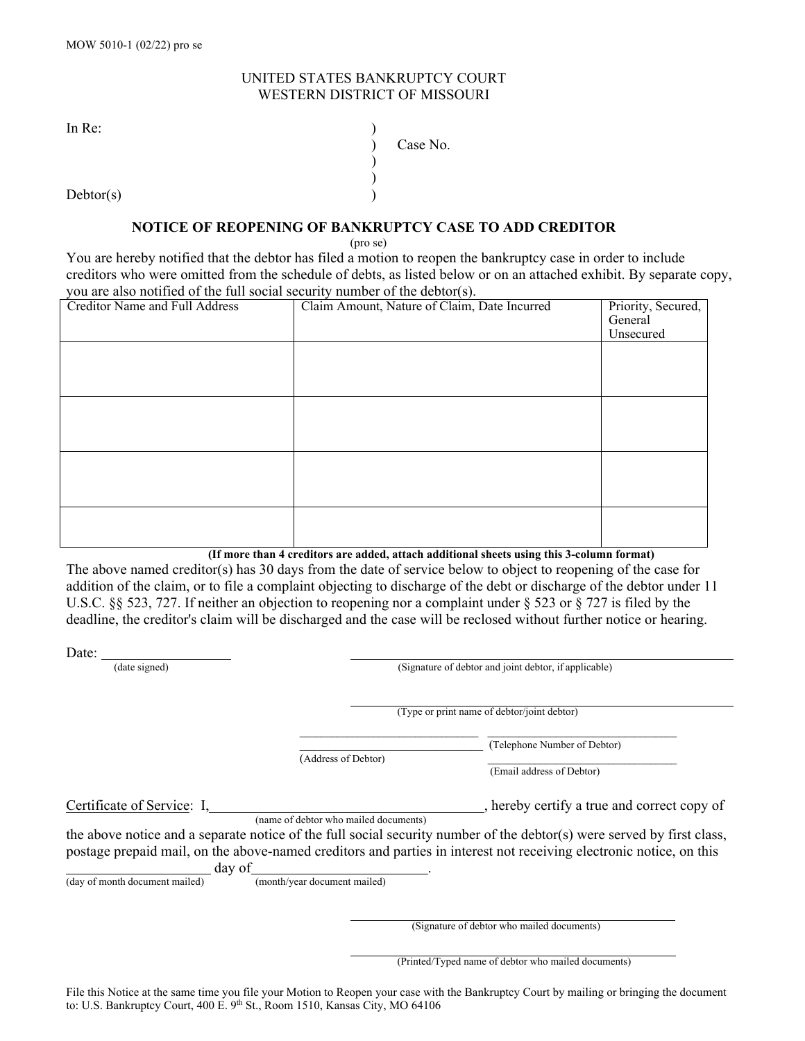MOW 5010-1 (02/22) pro se

UNITED STATES BANKRUPTCY COURT
WESTERN DISTRICT OF MISSOURI

In Re: ) Case No.

Debtor(s)

## NOTICE OF REOPENING OF BANKRUPTCY CASE TO ADD CREDITOR

(pro se)

You are hereby notified that the debtor has filed a motion to reopen the bankruptcy case in order to include creditors who were omitted from the schedule of debts, as listed below or on an attached exhibit. By separate copy, you are also notified of the full social security number of the debtor(s).

| Creditor Name and Full Address | Claim Amount, Nature of Claim, Date Incurred | Priority, Secured, General Unsecured |
|---|---|---|
| | | |
| | | |
| | | |
| | | |

**(If more than 4 creditors are added, attach additional sheets using this 3-column format)**

The above named creditor(s) has 30 days from the date of service below to object to reopening of the case for addition of the claim, or to file a complaint objecting to discharge of the debt or discharge of the debtor under 11 U.S.C. §§ 523, 727. If neither an objection to reopening nor a complaint under § 523 or § 727 is filed by the deadline, the creditor's claim will be discharged and the case will be reclosed without further notice or hearing.

Date: ____________________
(date signed)

____________________________________
(Signature of debtor and joint debtor, if applicable)

____________________________________
(Type or print name of debtor/joint debtor)

____________________________________
(Address of Debtor)

____________________________________
(Telephone Number of Debtor)

____________________________________
(Email address of Debtor)

Certificate of Service: I, ____________________________________, hereby certify a true and correct copy of
(name of debtor who mailed documents)

the above notice and a separate notice of the full social security number of the debtor(s) were served by first class, postage prepaid mail, on the above-named creditors and parties in interest not receiving electronic notice, on this ____________________ day of ________________________.
(day of month document mailed) (month/year document mailed)

____________________________________
(Signature of debtor who mailed documents)

____________________________________
(Printed/Typed name of debtor who mailed documents)

File this Notice at the same time you file your Motion to Reopen your case with the Bankruptcy Court by mailing or bringing the document to: U.S. Bankruptcy Court, 400 E. 9th St., Room 1510, Kansas City, MO 64106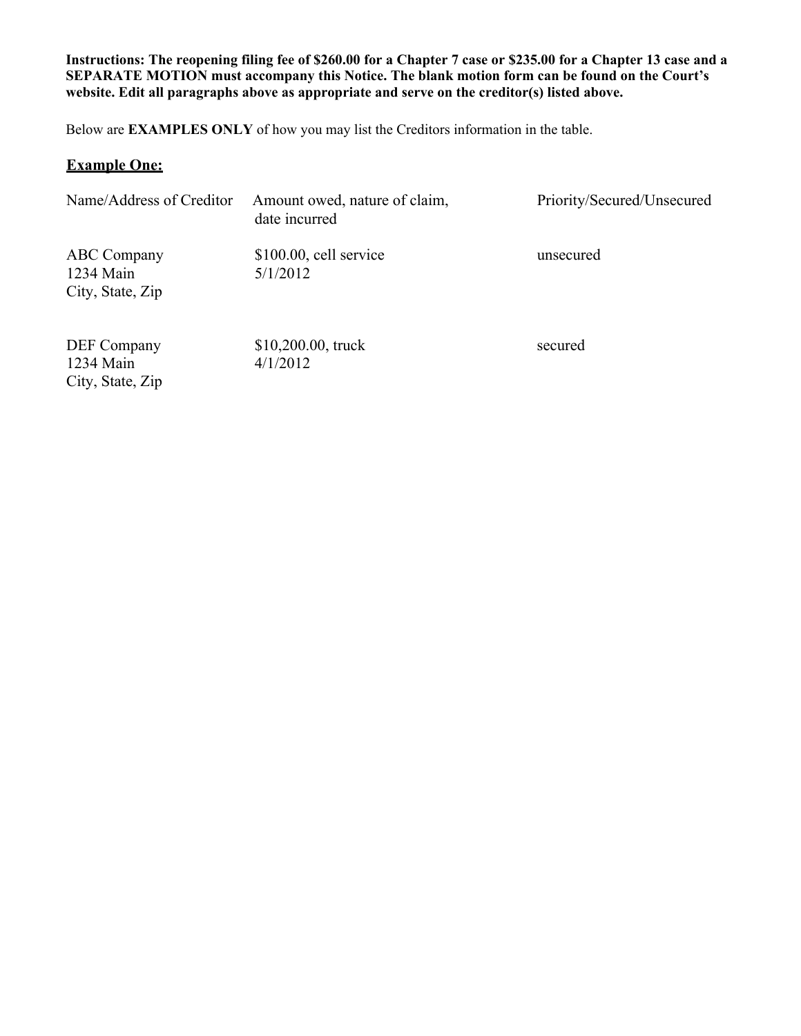**Instructions: The reopening filing fee of $260.00 for a Chapter 7 case or $235.00 for a Chapter 13 case and a SEPARATE MOTION must accompany this Notice. The blank motion form can be found on the Court's website. Edit all paragraphs above as appropriate and serve on the creditor(s) listed above.**

Below are **EXAMPLES ONLY** of how you may list the Creditors information in the table.

**<u>Example One:</u>**

| Name/Address of Creditor | Amount owed, nature of claim, date incurred | Priority/Secured/Unsecured |
|---|---|---|
| ABC Company<br>1234 Main<br>City, State, Zip | $100.00, cell service<br>5/1/2012 | unsecured |
| DEF Company<br>1234 Main<br>City, State, Zip | $10,200.00, truck<br>4/1/2012 | secured |